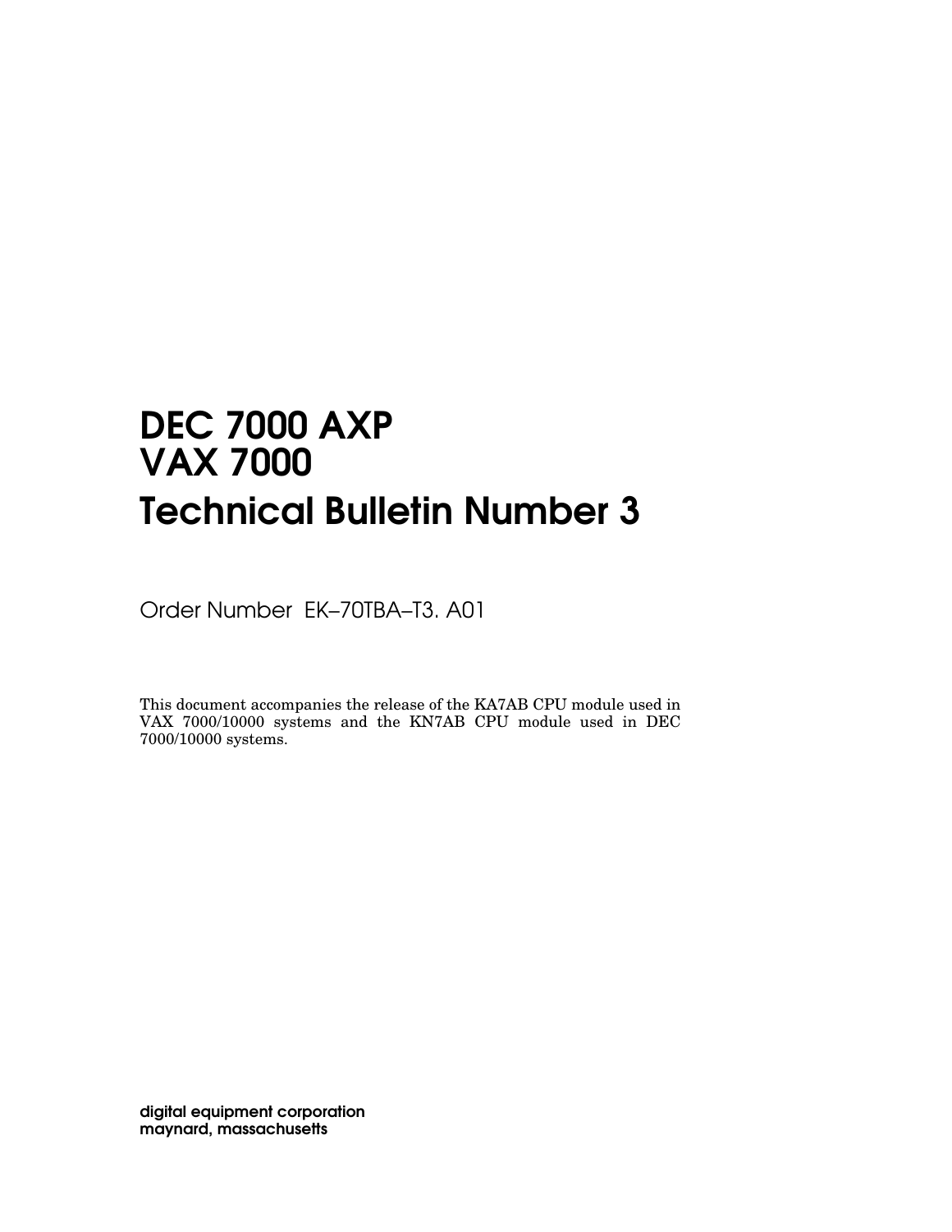# DEC 7000 AXP
# VAX 7000
# Technical Bulletin Number 3

Order Number EK–70TBA–T3. A01

This document accompanies the release of the KA7AB CPU module used in VAX 7000/10000 systems and the KN7AB CPU module used in DEC 7000/10000 systems.

**digital equipment corporation**
**maynard, massachusetts**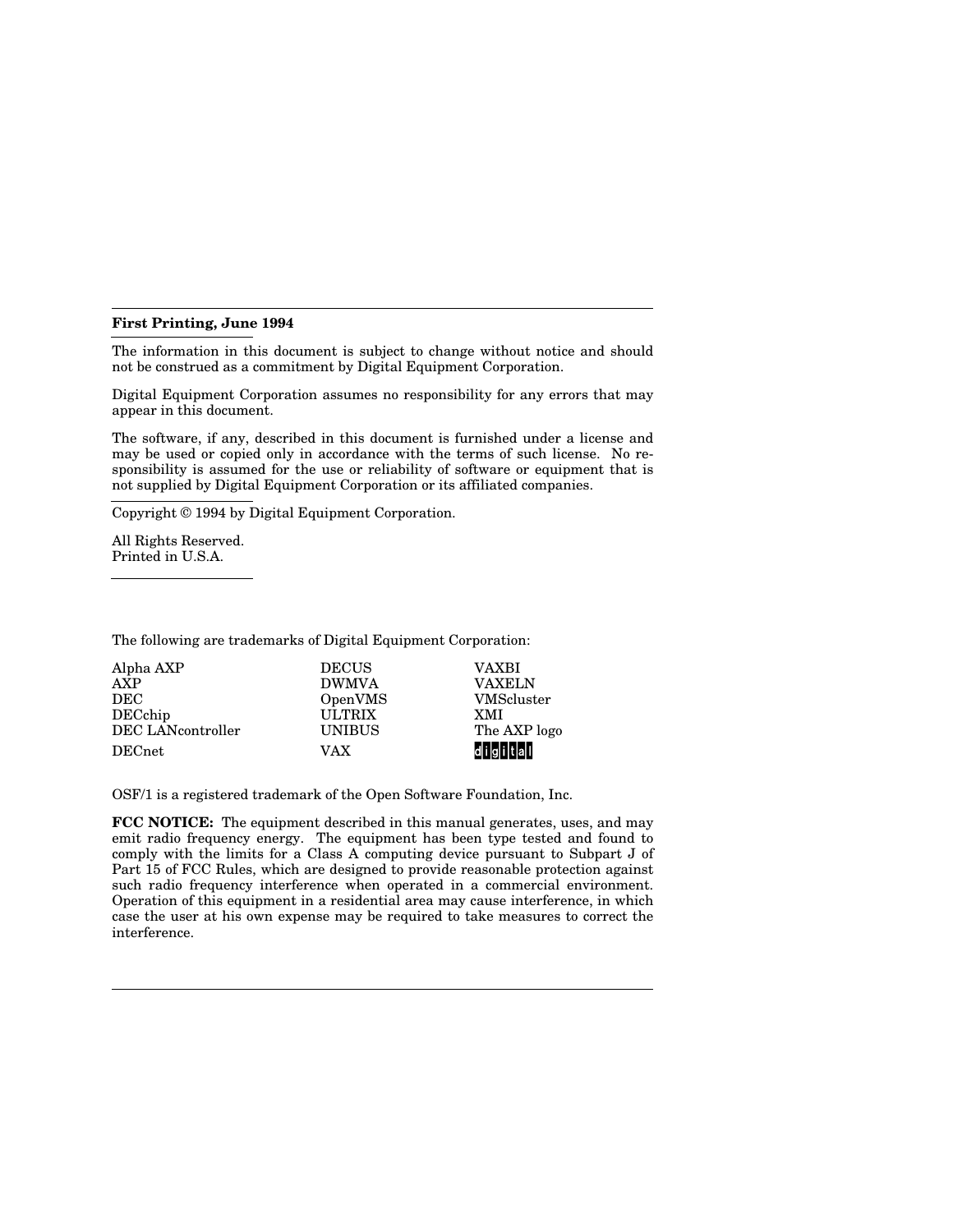**First Printing, June 1994**

The information in this document is subject to change without notice and should not be construed as a commitment by Digital Equipment Corporation.

Digital Equipment Corporation assumes no responsibility for any errors that may appear in this document.

The software, if any, described in this document is furnished under a license and may be used or copied only in accordance with the terms of such license. No responsibility is assumed for the use or reliability of software or equipment that is not supplied by Digital Equipment Corporation or its affiliated companies.

Copyright © 1994 by Digital Equipment Corporation.

All Rights Reserved.
Printed in U.S.A.

The following are trademarks of Digital Equipment Corporation:

| | | |
|---|---|---|
| Alpha AXP | DECUS | VAXBI |
| AXP | DWMVA | VAXELN |
| DEC | OpenVMS | VMScluster |
| DECchip | ULTRIX | XMI |
| DEC LANcontroller | UNIBUS | The AXP logo |
| DECnet | VAX | digital |

OSF/1 is a registered trademark of the Open Software Foundation, Inc.

**FCC NOTICE:** The equipment described in this manual generates, uses, and may emit radio frequency energy. The equipment has been type tested and found to comply with the limits for a Class A computing device pursuant to Subpart J of Part 15 of FCC Rules, which are designed to provide reasonable protection against such radio frequency interference when operated in a commercial environment. Operation of this equipment in a residential area may cause interference, in which case the user at his own expense may be required to take measures to correct the interference.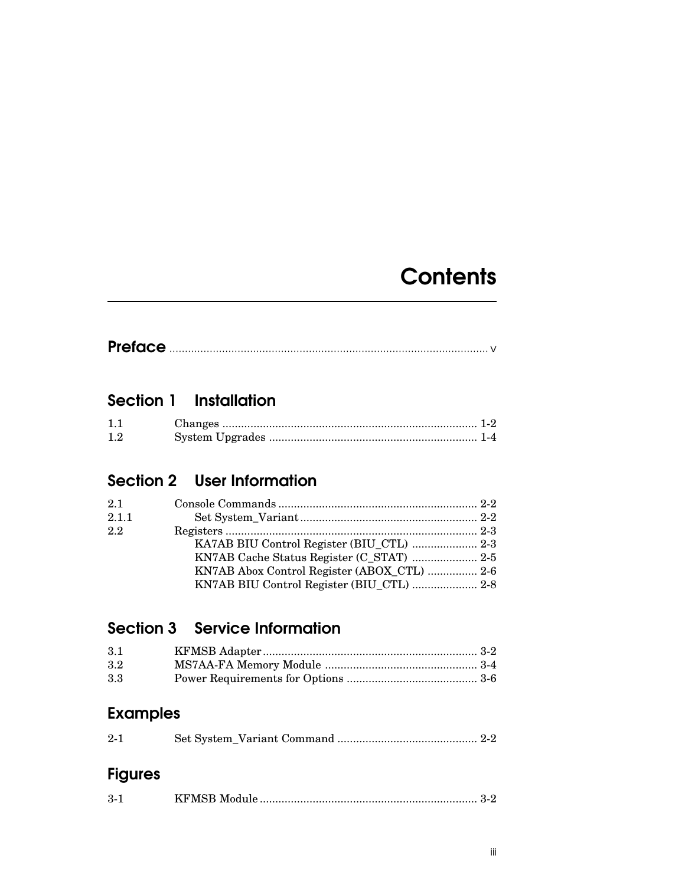# Contents

**Preface** ..................................................................................................... v

## Section 1 Installation

1.1 Changes ................................................................................ 1-2
1.2 System Upgrades .................................................................. 1-4

## Section 2 User Information

2.1 Console Commands ................................................................ 2-2
2.1.1 Set System_Variant ......................................................... 2-2
2.2 Registers ................................................................................ 2-3
KA7AB BIU Control Register (BIU_CTL) ..................... 2-3
KN7AB Cache Status Register (C_STAT) ..................... 2-5
KN7AB Abox Control Register (ABOX_CTL) ................ 2-6
KN7AB BIU Control Register (BIU_CTL) ..................... 2-8

## Section 3 Service Information

3.1 KFMSB Adapter .................................................................... 3-2
3.2 MS7AA-FA Memory Module ................................................. 3-4
3.3 Power Requirements for Options .......................................... 3-6

## Examples

2-1 Set System_Variant Command ............................................. 2-2

## Figures

3-1 KFMSB Module ...................................................................... 3-2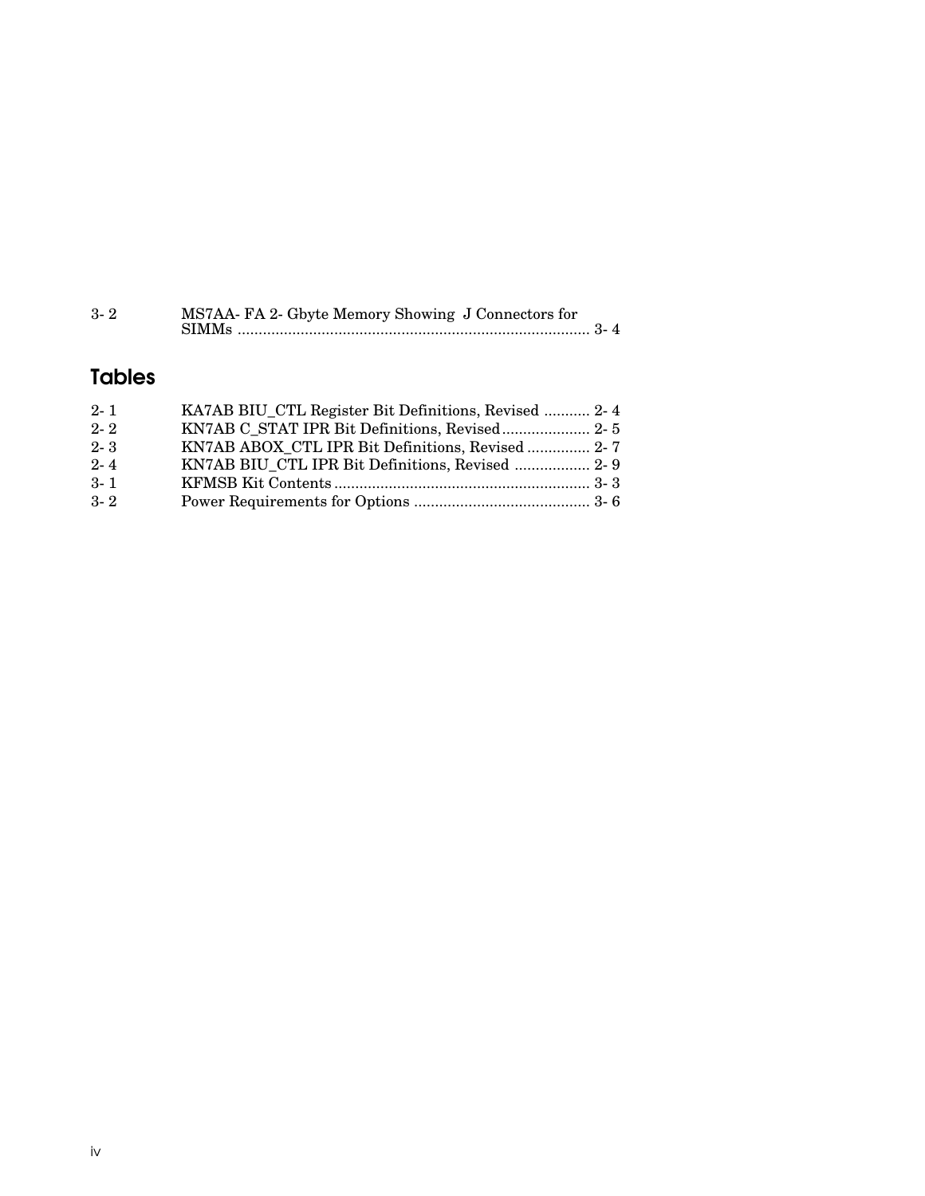| | | |
|---|---|---|
| 3- 2 | MS7AA- FA 2- Gbyte Memory Showing J Connectors for SIMMs | 3- 4 |

## Tables

| | | |
|---|---|---|
| 2- 1 | KA7AB BIU_CTL Register Bit Definitions, Revised | 2- 4 |
| 2- 2 | KN7AB C_STAT IPR Bit Definitions, Revised | 2- 5 |
| 2- 3 | KN7AB ABOX_CTL IPR Bit Definitions, Revised | 2- 7 |
| 2- 4 | KN7AB BIU_CTL IPR Bit Definitions, Revised | 2- 9 |
| 3- 1 | KFMSB Kit Contents | 3- 3 |
| 3- 2 | Power Requirements for Options | 3- 6 |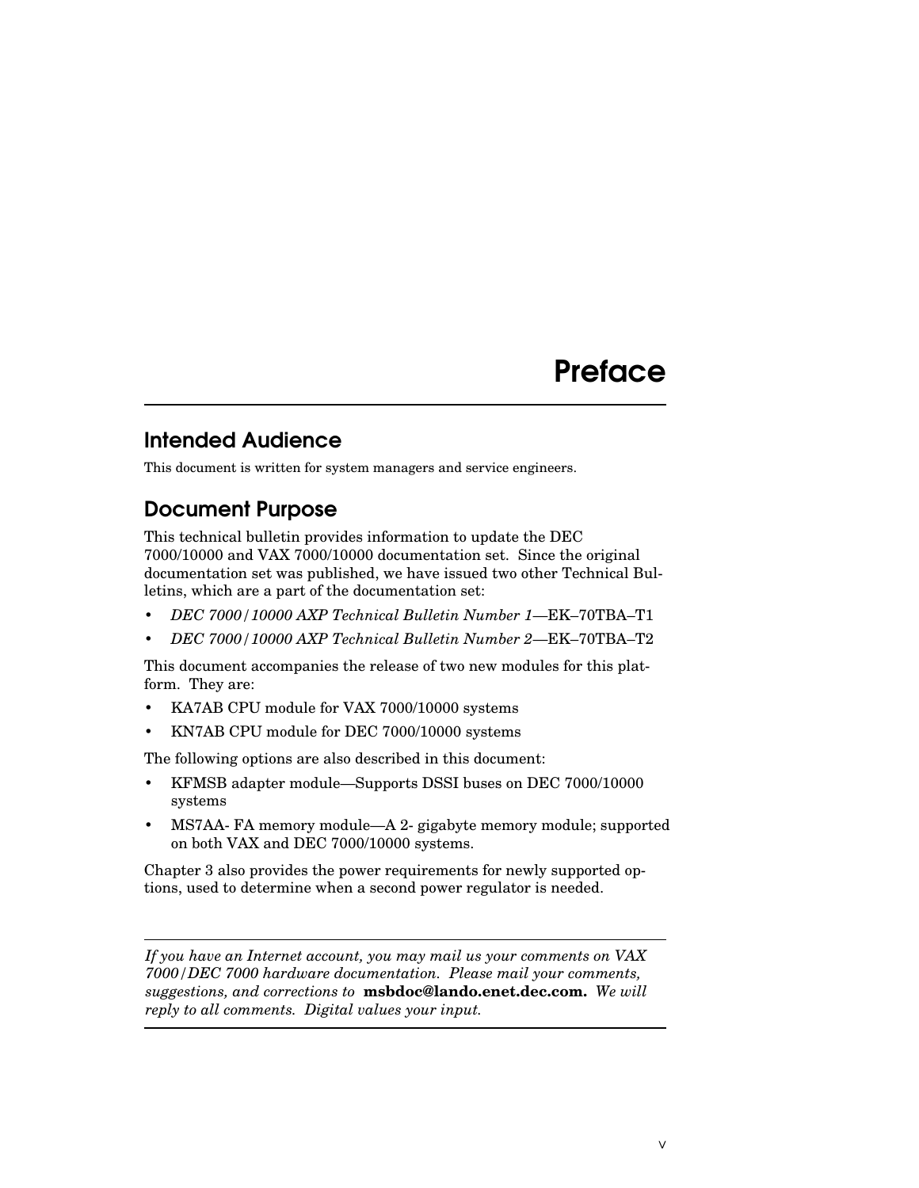# Preface

## Intended Audience

This document is written for system managers and service engineers.

## Document Purpose

This technical bulletin provides information to update the DEC 7000/10000 and VAX 7000/10000 documentation set. Since the original documentation set was published, we have issued two other Technical Bulletins, which are a part of the documentation set:

- *DEC 7000/10000 AXP Technical Bulletin Number 1*—EK–70TBA–T1
- *DEC 7000/10000 AXP Technical Bulletin Number 2*—EK–70TBA–T2

This document accompanies the release of two new modules for this platform. They are:

- KA7AB CPU module for VAX 7000/10000 systems
- KN7AB CPU module for DEC 7000/10000 systems

The following options are also described in this document:

- KFMSB adapter module—Supports DSSI buses on DEC 7000/10000 systems
- MS7AA- FA memory module—A 2- gigabyte memory module; supported on both VAX and DEC 7000/10000 systems.

Chapter 3 also provides the power requirements for newly supported options, used to determine when a second power regulator is needed.

---

*If you have an Internet account, you may mail us your comments on VAX 7000/DEC 7000 hardware documentation. Please mail your comments, suggestions, and corrections to* **msbdoc@lando.enet.dec.com.** *We will reply to all comments. Digital values your input.*

---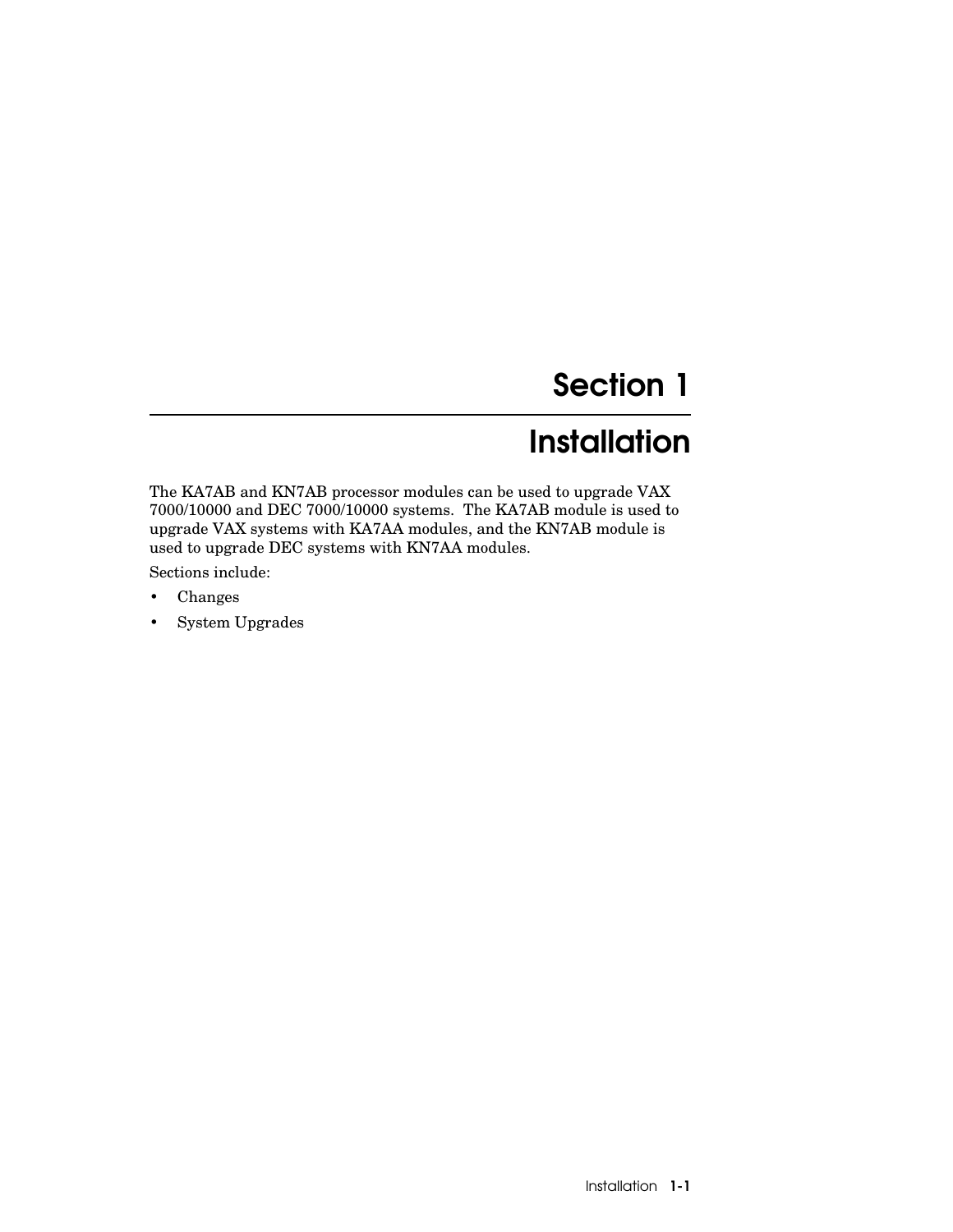# Section 1

# Installation

The KA7AB and KN7AB processor modules can be used to upgrade VAX 7000/10000 and DEC 7000/10000 systems. The KA7AB module is used to upgrade VAX systems with KA7AA modules, and the KN7AB module is used to upgrade DEC systems with KN7AA modules.

Sections include:

- Changes
- System Upgrades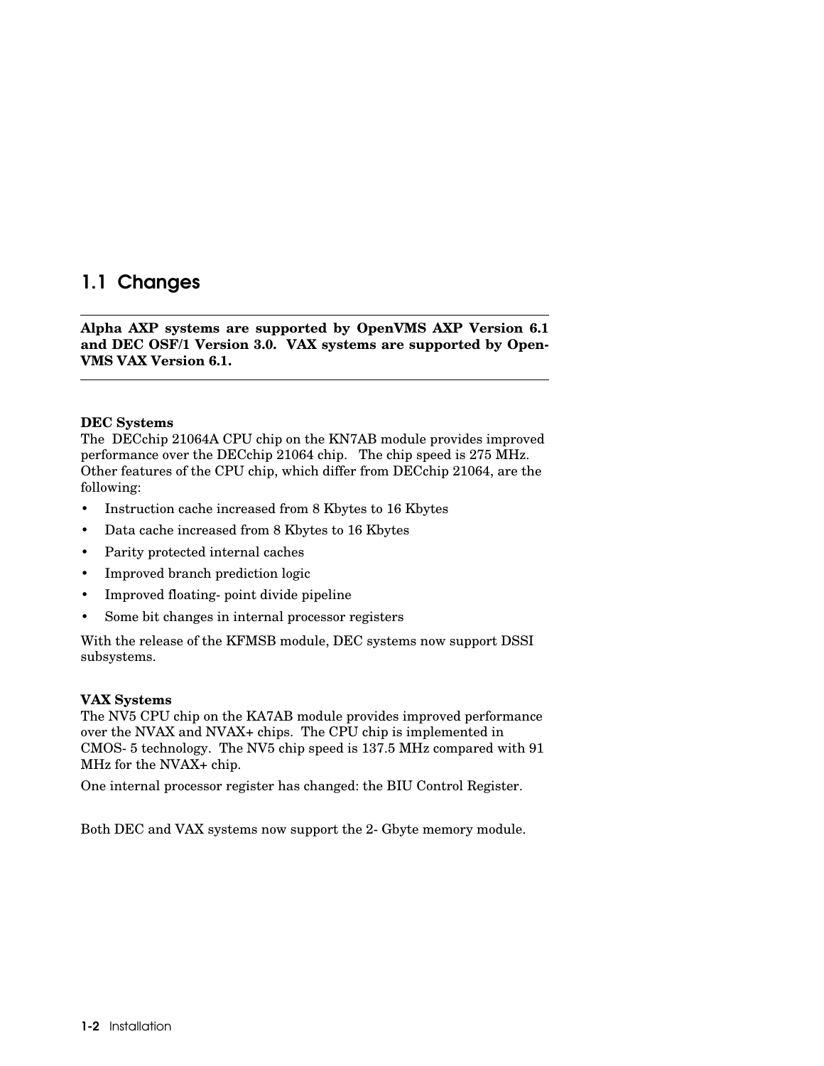## 1.1 Changes

---

**Alpha AXP systems are supported by OpenVMS AXP Version 6.1 and DEC OSF/1 Version 3.0. VAX systems are supported by OpenVMS VAX Version 6.1.**

---

**DEC Systems**

The DECchip 21064A CPU chip on the KN7AB module provides improved performance over the DECchip 21064 chip. The chip speed is 275 MHz. Other features of the CPU chip, which differ from DECchip 21064, are the following:

- Instruction cache increased from 8 Kbytes to 16 Kbytes
- Data cache increased from 8 Kbytes to 16 Kbytes
- Parity protected internal caches
- Improved branch prediction logic
- Improved floating- point divide pipeline
- Some bit changes in internal processor registers

With the release of the KFMSB module, DEC systems now support DSSI subsystems.

**VAX Systems**

The NV5 CPU chip on the KA7AB module provides improved performance over the NVAX and NVAX+ chips. The CPU chip is implemented in CMOS- 5 technology. The NV5 chip speed is 137.5 MHz compared with 91 MHz for the NVAX+ chip.

One internal processor register has changed: the BIU Control Register.

Both DEC and VAX systems now support the 2- Gbyte memory module.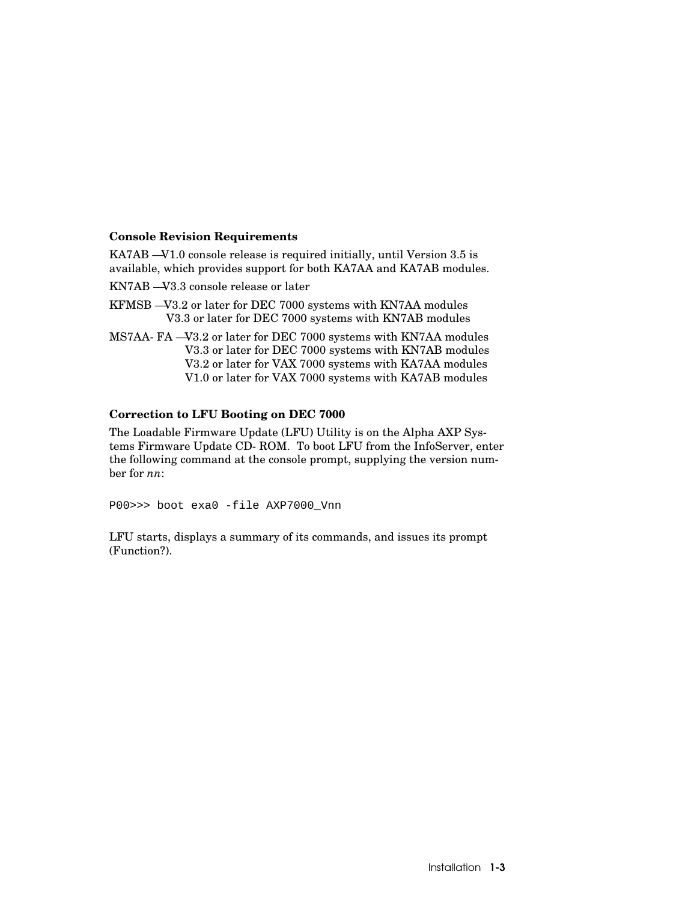**Console Revision Requirements**

KA7AB —V1.0 console release is required initially, until Version 3.5 is available, which provides support for both KA7AA and KA7AB modules.

KN7AB —V3.3 console release or later

KFMSB —V3.2 or later for DEC 7000 systems with KN7AA modules
V3.3 or later for DEC 7000 systems with KN7AB modules

MS7AA- FA —V3.2 or later for DEC 7000 systems with KN7AA modules
V3.3 or later for DEC 7000 systems with KN7AB modules
V3.2 or later for VAX 7000 systems with KA7AA modules
V1.0 or later for VAX 7000 systems with KA7AB modules

**Correction to LFU Booting on DEC 7000**

The Loadable Firmware Update (LFU) Utility is on the Alpha AXP Systems Firmware Update CD- ROM. To boot LFU from the InfoServer, enter the following command at the console prompt, supplying the version number for *nn*:

```
P00>>> boot exa0 -file AXP7000_Vnn
```

LFU starts, displays a summary of its commands, and issues its prompt (Function?).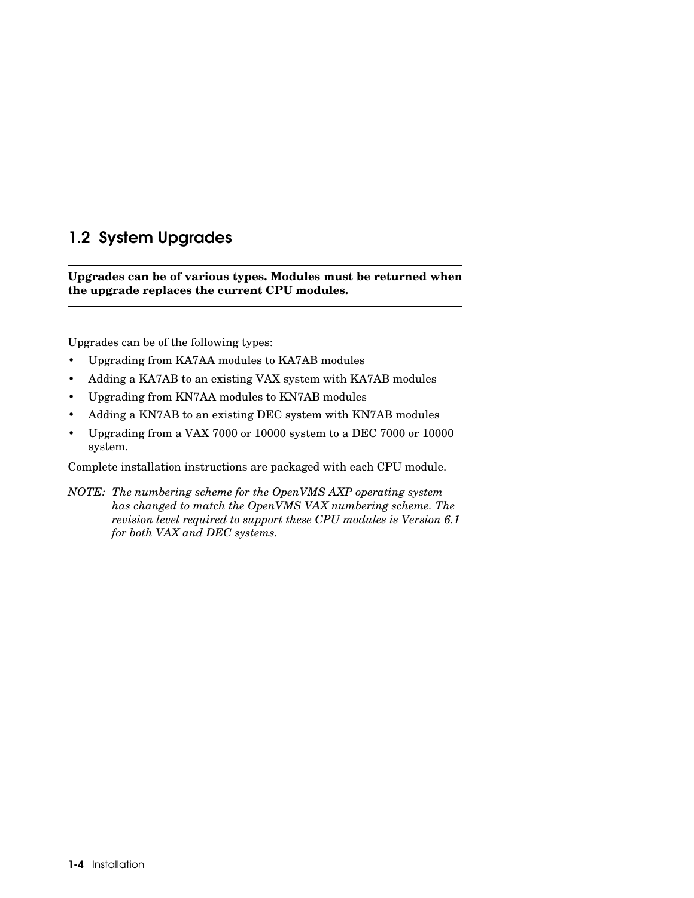## 1.2 System Upgrades

**Upgrades can be of various types. Modules must be returned when the upgrade replaces the current CPU modules.**

Upgrades can be of the following types:

- Upgrading from KA7AA modules to KA7AB modules
- Adding a KA7AB to an existing VAX system with KA7AB modules
- Upgrading from KN7AA modules to KN7AB modules
- Adding a KN7AB to an existing DEC system with KN7AB modules
- Upgrading from a VAX 7000 or 10000 system to a DEC 7000 or 10000 system.

Complete installation instructions are packaged with each CPU module.

*NOTE: The numbering scheme for the OpenVMS AXP operating system has changed to match the OpenVMS VAX numbering scheme. The revision level required to support these CPU modules is Version 6.1 for both VAX and DEC systems.*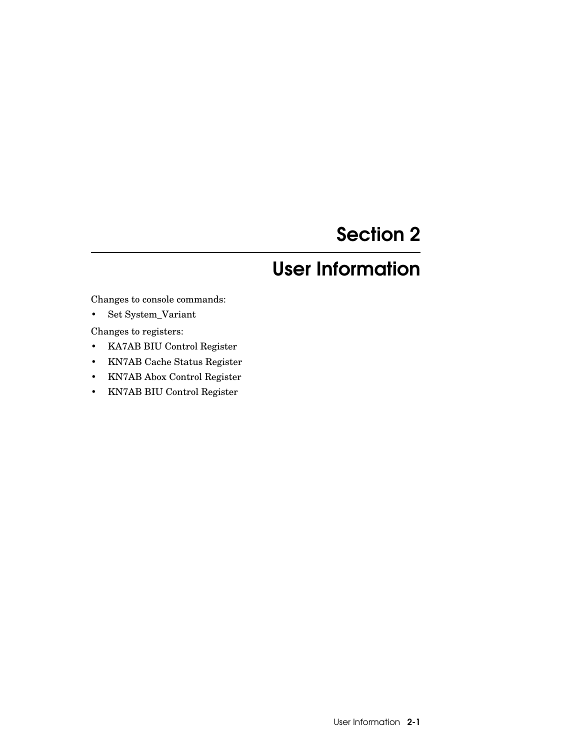# Section 2

# User Information

Changes to console commands:

- Set System_Variant

Changes to registers:

- KA7AB BIU Control Register
- KN7AB Cache Status Register
- KN7AB Abox Control Register
- KN7AB BIU Control Register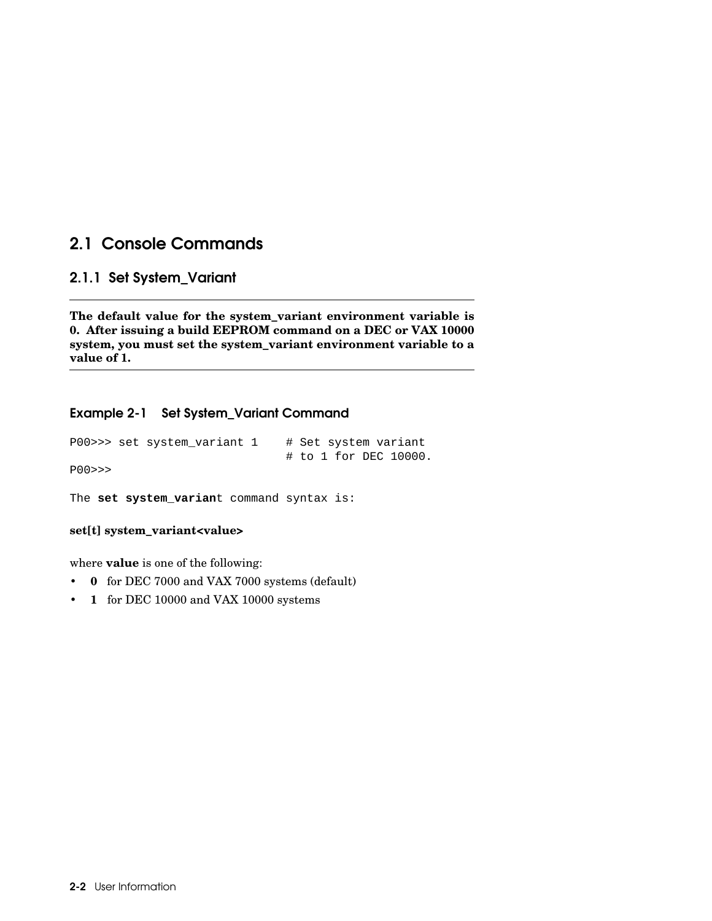## 2.1 Console Commands

### 2.1.1 Set System_Variant

---

**The default value for the system_variant environment variable is 0. After issuing a build EEPROM command on a DEC or VAX 10000 system, you must set the system_variant environment variable to a value of 1.**

---

#### Example 2-1 Set System_Variant Command

```
P00>>> set system_variant 1    # Set system variant
                               # to 1 for DEC 10000.
P00>>>
```

The **set system_varian**t command syntax is:

**set[t] system_variant<value>**

where **value** is one of the following:

- **0** for DEC 7000 and VAX 7000 systems (default)
- **1** for DEC 10000 and VAX 10000 systems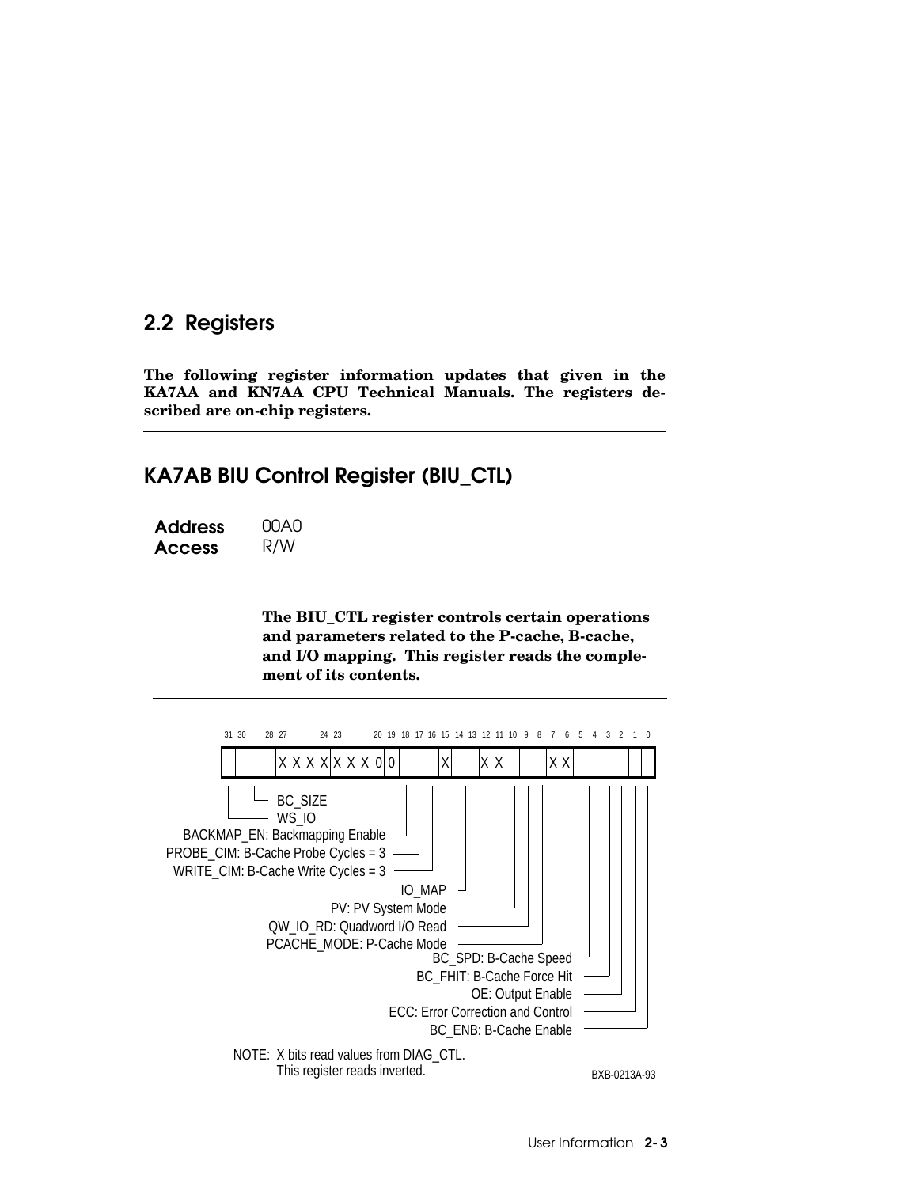## 2.2 Registers

**The following register information updates that given in the KA7AA and KN7AA CPU Technical Manuals. The registers described are on-chip registers.**

### KA7AB BIU Control Register (BIU_CTL)

**Address** 00A0
**Access** R/W

**The BIU_CTL register controls certain operations and parameters related to the P-cache, B-cache, and I/O mapping. This register reads the complement of its contents.**

```
31 30   28 27       24 23       20 19 18 17 16 15 14 13 12 11 10 9  8  7  6  5  4  3  2  1  0
|  |     |X X X X|X X X 0|0 |  |  |  |X |     |X X|  |  |  |X X|   |  |  |  |  |
```

- BC_SIZE
- WS_IO
- BACKMAP_EN: Backmapping Enable
- PROBE_CIM: B-Cache Probe Cycles = 3
- WRITE_CIM: B-Cache Write Cycles = 3
- IO_MAP
- PV: PV System Mode
- QW_IO_RD: Quadword I/O Read
- PCACHE_MODE: P-Cache Mode
- BC_SPD: B-Cache Speed
- BC_FHIT: B-Cache Force Hit
- OE: Output Enable
- ECC: Error Correction and Control
- BC_ENB: B-Cache Enable

NOTE: X bits read values from DIAG_CTL.
This register reads inverted.

BXB-0213A-93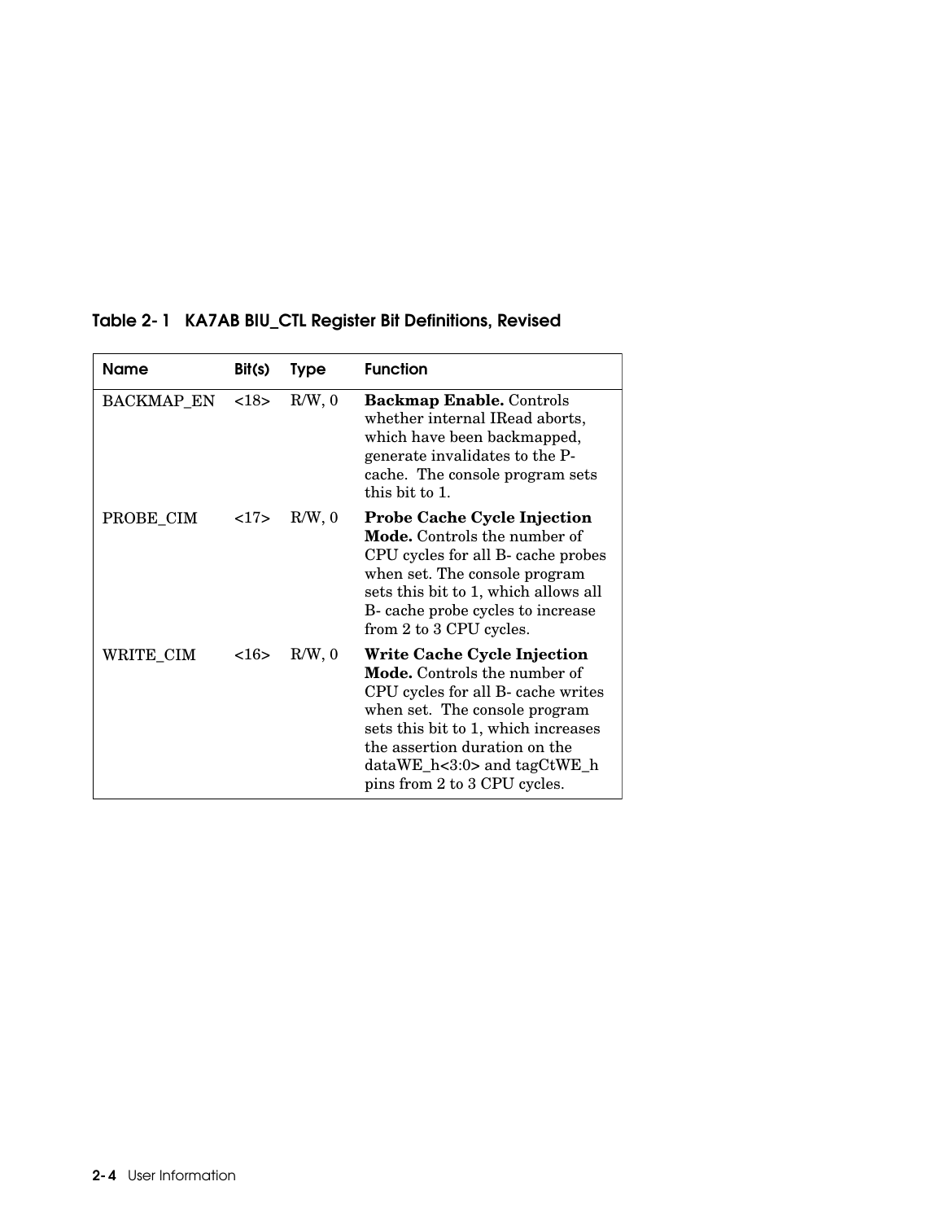**Table 2- 1 KA7AB BIU_CTL Register Bit Definitions, Revised**

| Name | Bit(s) | Type | Function |
|---|---|---|---|
| BACKMAP_EN | <18> | R/W, 0 | **Backmap Enable.** Controls whether internal IRead aborts, which have been backmapped, generate invalidates to the P-cache. The console program sets this bit to 1. |
| PROBE_CIM | <17> | R/W, 0 | **Probe Cache Cycle Injection Mode.** Controls the number of CPU cycles for all B- cache probes when set. The console program sets this bit to 1, which allows all B- cache probe cycles to increase from 2 to 3 CPU cycles. |
| WRITE_CIM | <16> | R/W, 0 | **Write Cache Cycle Injection Mode.** Controls the number of CPU cycles for all B- cache writes when set. The console program sets this bit to 1, which increases the assertion duration on the dataWE_h<3:0> and tagCtWE_h pins from 2 to 3 CPU cycles. |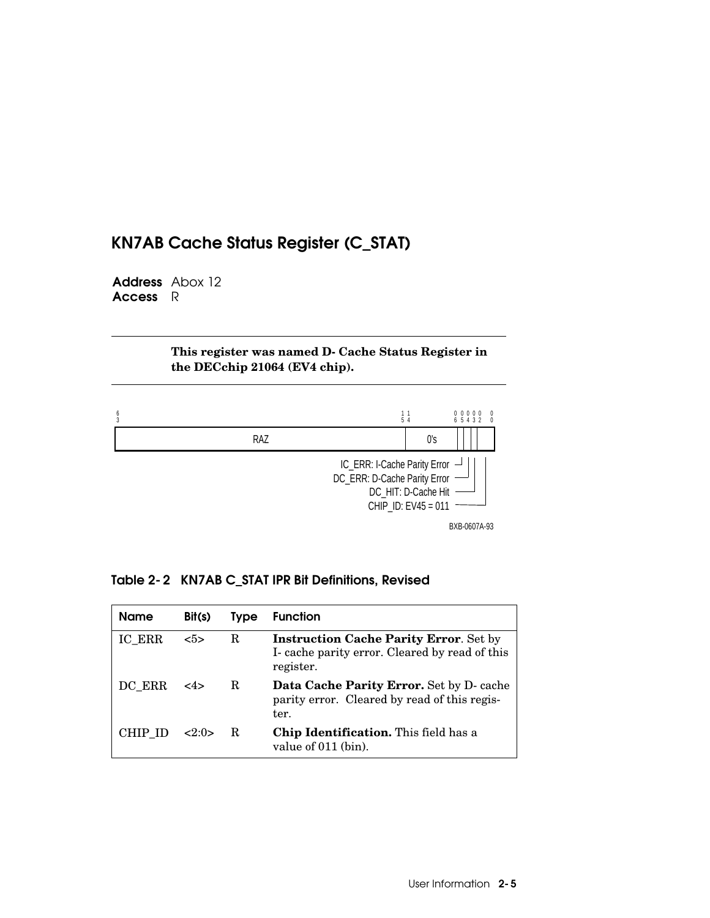## KN7AB Cache Status Register (C_STAT)

**Address** Abox 12
**Access** R

---

**This register was named D- Cache Status Register in the DECchip 21064 (EV4 chip).**

---

```
6                                        1 1           0 0 0 0 0   0
3                                        5 4           6 5 4 3 2   0
+----------------------------------------+--------------+-+-+-+-----+
|                 RAZ                    |     0's      | | | |     |
+----------------------------------------+--------------+-+-+-+-----+
                    IC_ERR: I-Cache Parity Error --------+ | | |
                    DC_ERR: D-Cache Parity Error ----------+ | |
                          DC_HIT: D-Cache Hit --------------+ |
                          CHIP_ID: EV45 = 011 ----------------+
```

BXB-0607A-93

**Table 2- 2 KN7AB C_STAT IPR Bit Definitions, Revised**

| Name | Bit(s) | Type | Function |
|---|---|---|---|
| IC_ERR | <5> | R | **Instruction Cache Parity Error**. Set by I- cache parity error. Cleared by read of this register. |
| DC_ERR | <4> | R | **Data Cache Parity Error.** Set by D- cache parity error. Cleared by read of this register. |
| CHIP_ID | <2:0> | R | **Chip Identification.** This field has a value of 011 (bin). |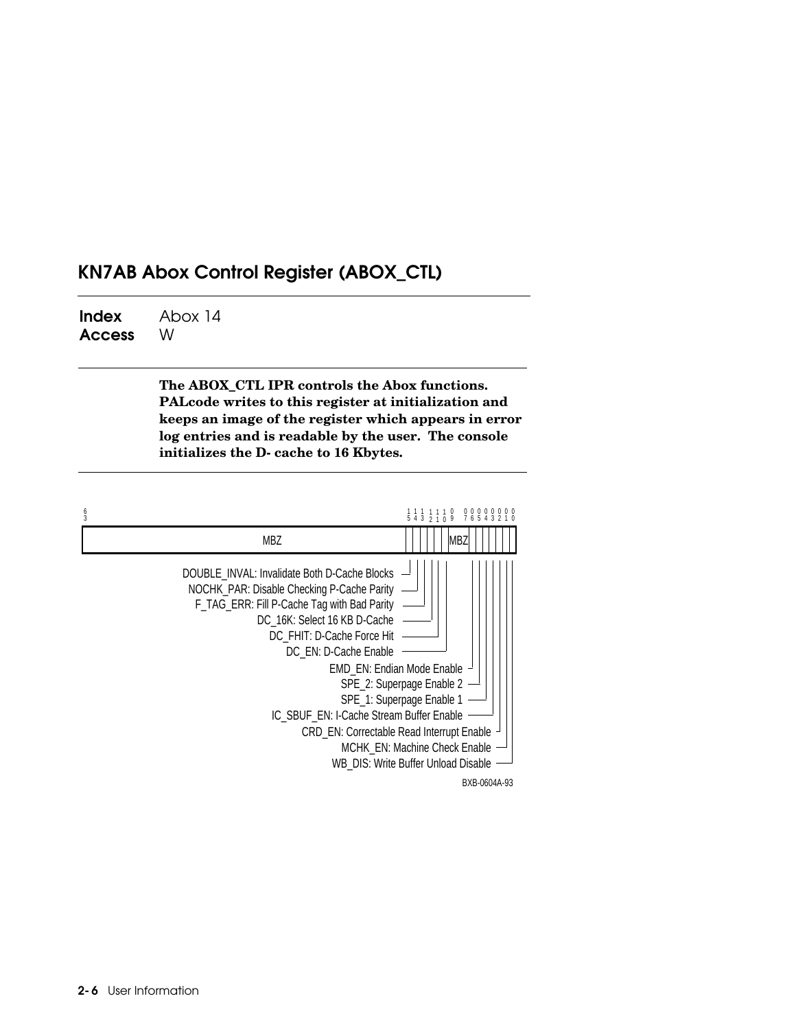## KN7AB Abox Control Register (ABOX_CTL)

**Index** Abox 14
**Access** W

**The ABOX_CTL IPR controls the Abox functions. PALcode writes to this register at initialization and keeps an image of the register which appears in error log entries and is readable by the user. The console initializes the D- cache to 16 Kbytes.**

| Bits | Field |
|---|---|
| 63–16 | MBZ |
| 15 | DOUBLE_INVAL: Invalidate Both D-Cache Blocks |
| 14 | NOCHK_PAR: Disable Checking P-Cache Parity |
| 13 | F_TAG_ERR: Fill P-Cache Tag with Bad Parity |
| 12 | DC_16K: Select 16 KB D-Cache |
| 11 | DC_FHIT: D-Cache Force Hit |
| 10 | DC_EN: D-Cache Enable |
| 09–08 | MBZ |
| 07 | EMD_EN: Endian Mode Enable |
| 06 | SPE_2: Superpage Enable 2 |
| 05 | SPE_1: Superpage Enable 1 |
| 04 | IC_SBUF_EN: I-Cache Stream Buffer Enable |
| 03 | CRD_EN: Correctable Read Interrupt Enable |
| 02 | MCHK_EN: Machine Check Enable |
| 01 | WB_DIS: Write Buffer Unload Disable |

BXB-0604A-93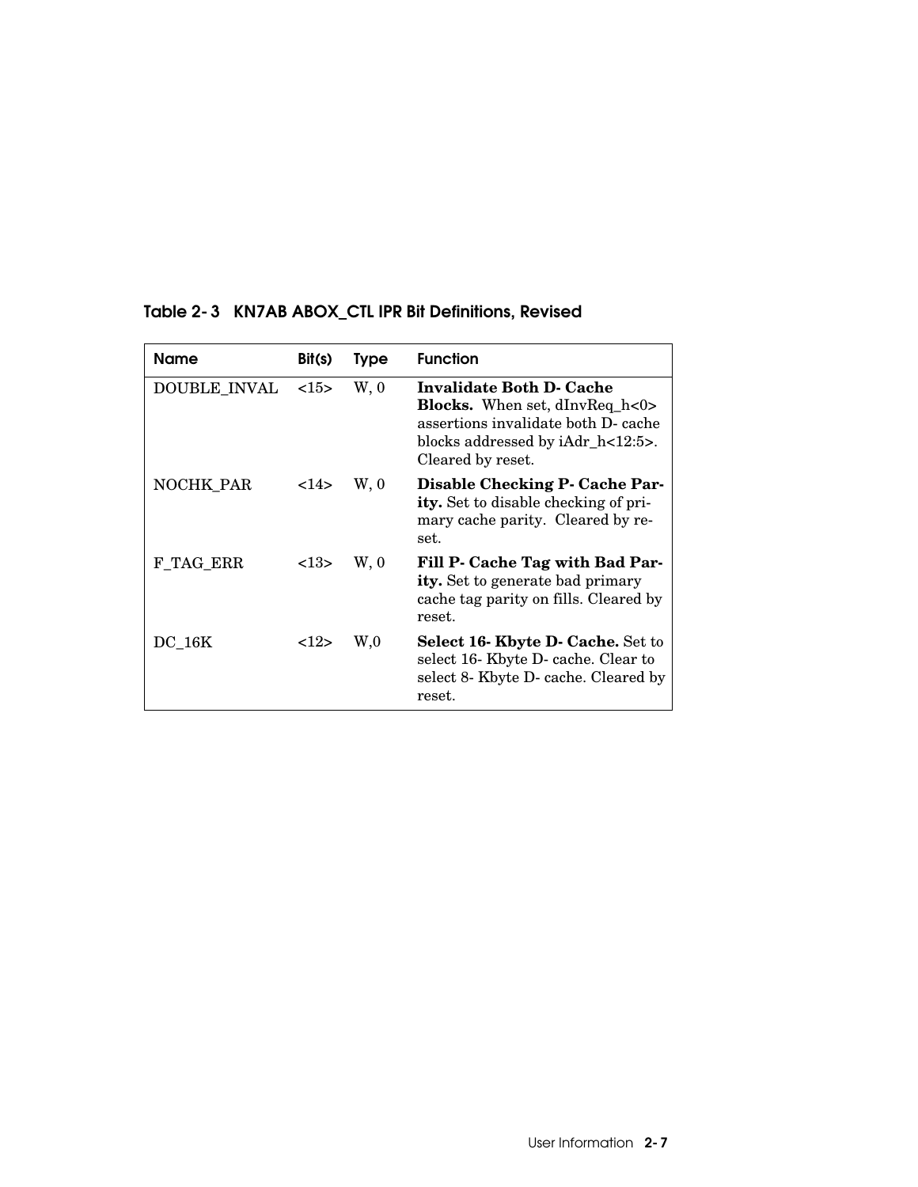**Table 2-3 KN7AB ABOX_CTL IPR Bit Definitions, Revised**

| Name | Bit(s) | Type | Function |
|---|---|---|---|
| DOUBLE_INVAL | <15> | W, 0 | **Invalidate Both D-Cache Blocks.** When set, dInvReq_h<0> assertions invalidate both D-cache blocks addressed by iAdr_h<12:5>. Cleared by reset. |
| NOCHK_PAR | <14> | W, 0 | **Disable Checking P-Cache Parity.** Set to disable checking of primary cache parity. Cleared by reset. |
| F_TAG_ERR | <13> | W, 0 | **Fill P-Cache Tag with Bad Parity.** Set to generate bad primary cache tag parity on fills. Cleared by reset. |
| DC_16K | <12> | W,0 | **Select 16-Kbyte D-Cache.** Set to select 16-Kbyte D-cache. Clear to select 8-Kbyte D-cache. Cleared by reset. |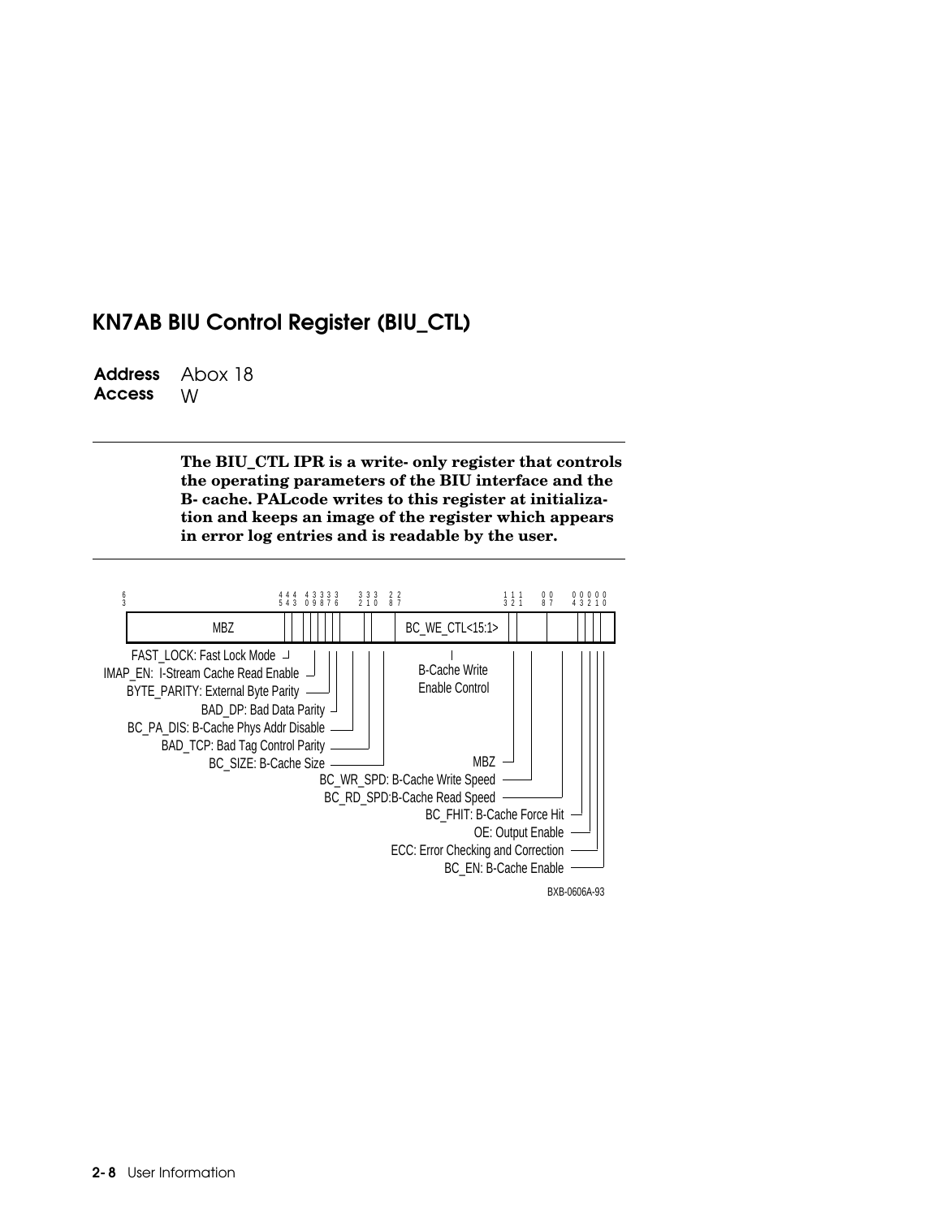## KN7AB BIU Control Register (BIU_CTL)

**Address** Abox 18
**Access** W

---

**The BIU_CTL IPR is a write- only register that controls the operating parameters of the BIU interface and the B- cache. PALcode writes to this register at initialization and keeps an image of the register which appears in error log entries and is readable by the user.**

---

| Bits | Field |
|---|---|
| 63:46 | MBZ |
| 45 | FAST_LOCK: Fast Lock Mode |
| 44 | IMAP_EN: I-Stream Cache Read Enable |
| 43 | BYTE_PARITY: External Byte Parity |
| 40:37 | BAD_DP: Bad Data Parity |
| 36 | BC_PA_DIS: B-Cache Phys Addr Disable |
| 32 | BAD_TCP: Bad Tag Control Parity |
| 31:28 | BC_SIZE: B-Cache Size |
| 27:13 | BC_WE_CTL<15:1>: B-Cache Write Enable Control |
| 12 | MBZ |
| 11:8 | BC_WR_SPD: B-Cache Write Speed |
| 7:4 | BC_RD_SPD: B-Cache Read Speed |
| 3 | BC_FHIT: B-Cache Force Hit |
| 2 | OE: Output Enable |
| 1 | ECC: Error Checking and Correction |
| 0 | BC_EN: B-Cache Enable |

BXB-0606A-93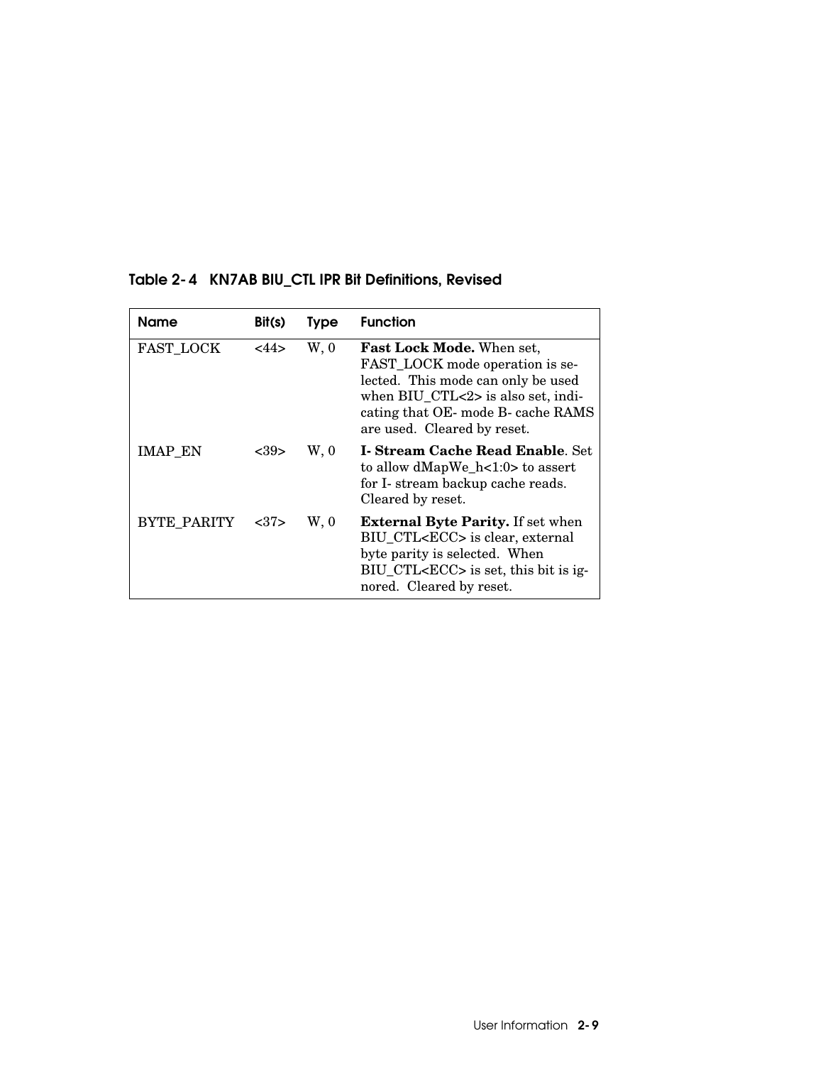**Table 2-4 KN7AB BIU_CTL IPR Bit Definitions, Revised**

| Name | Bit(s) | Type | Function |
|---|---|---|---|
| FAST_LOCK | <44> | W, 0 | **Fast Lock Mode.** When set, FAST_LOCK mode operation is selected. This mode can only be used when BIU_CTL<2> is also set, indicating that OE- mode B- cache RAMS are used. Cleared by reset. |
| IMAP_EN | <39> | W, 0 | **I- Stream Cache Read Enable**. Set to allow dMapWe_h<1:0> to assert for I- stream backup cache reads. Cleared by reset. |
| BYTE_PARITY | <37> | W, 0 | **External Byte Parity.** If set when BIU_CTL<ECC> is clear, external byte parity is selected. When BIU_CTL<ECC> is set, this bit is ignored. Cleared by reset. |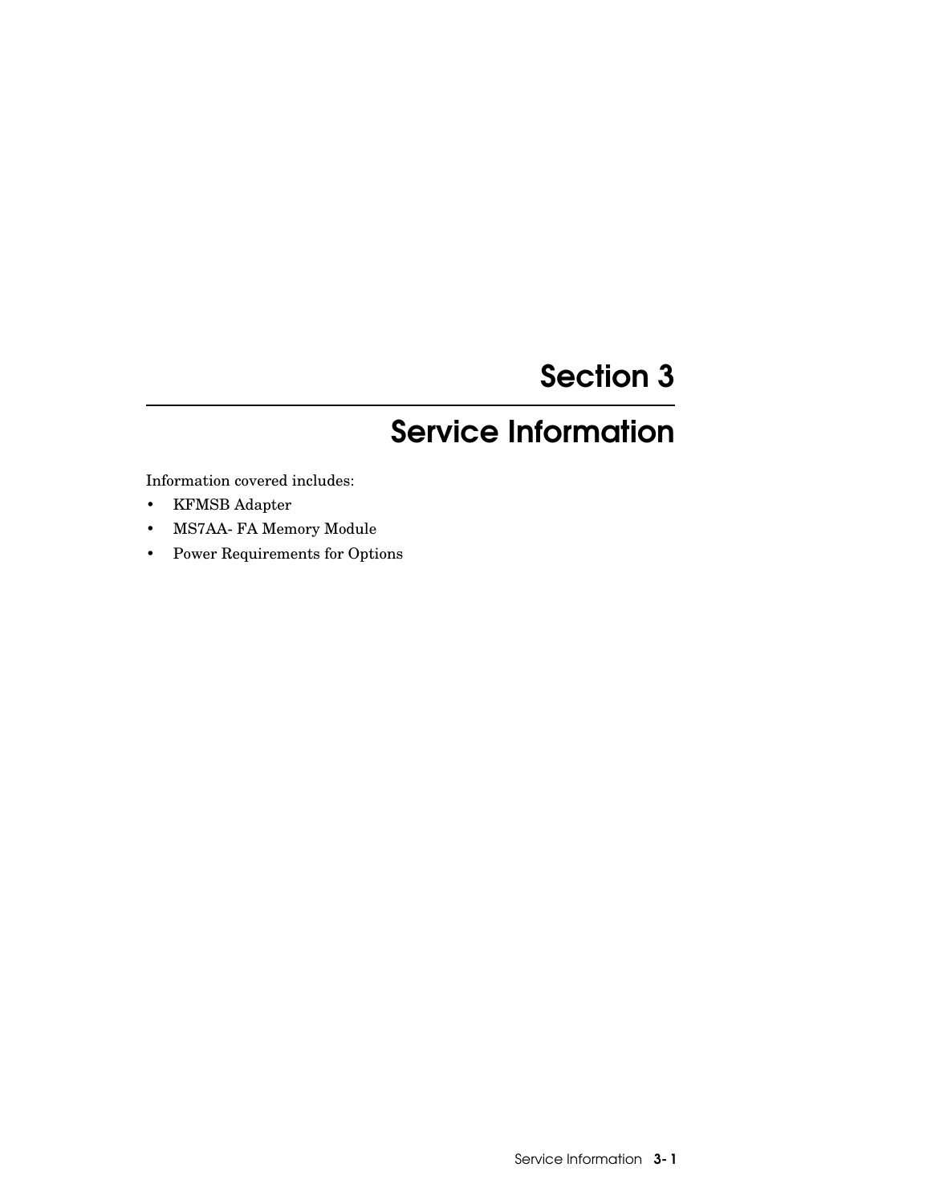# Section 3

# Service Information

Information covered includes:

- KFMSB Adapter
- MS7AA- FA Memory Module
- Power Requirements for Options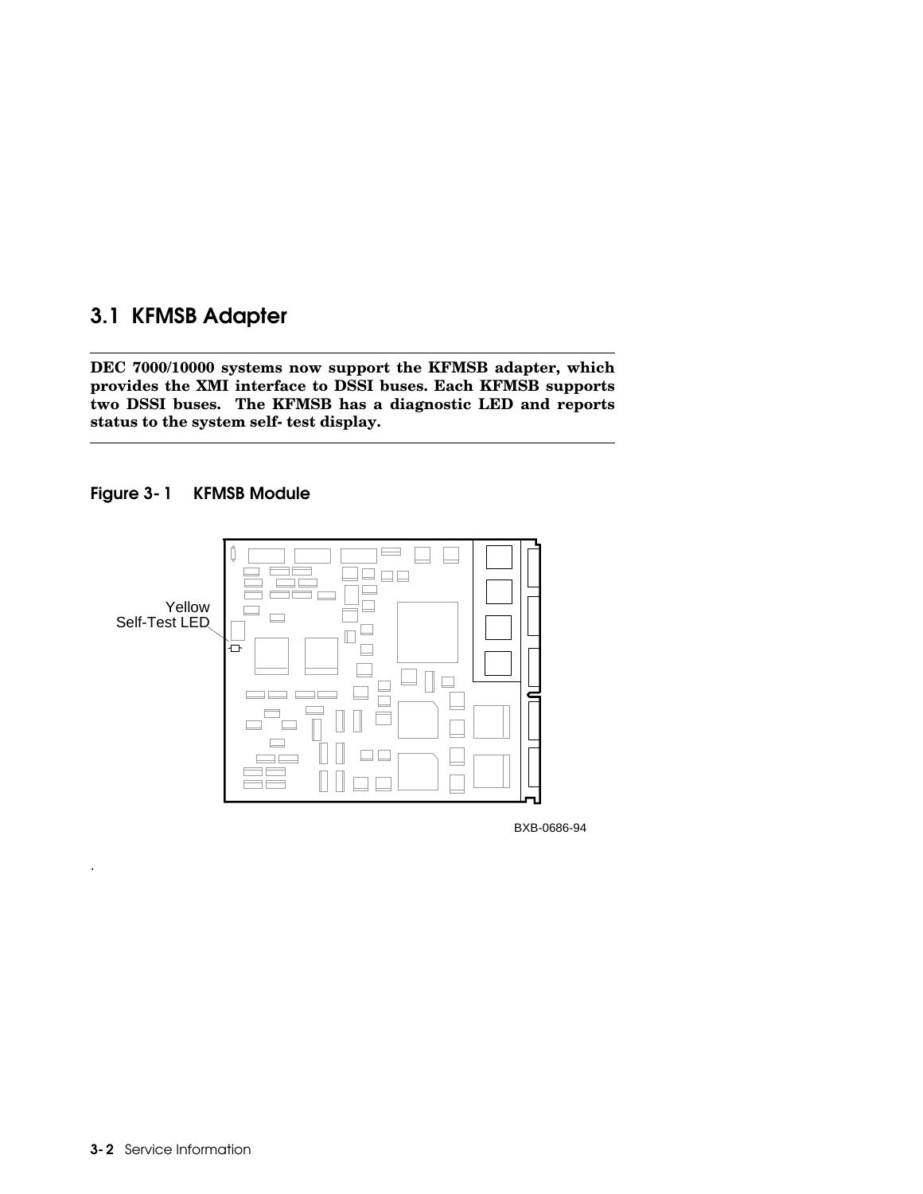## 3.1 KFMSB Adapter

**DEC 7000/10000 systems now support the KFMSB adapter, which provides the XMI interface to DSSI buses. Each KFMSB supports two DSSI buses. The KFMSB has a diagnostic LED and reports status to the system self- test display.**

### Figure 3- 1 KFMSB Module

Yellow Self-Test LED

BXB-0686-94

.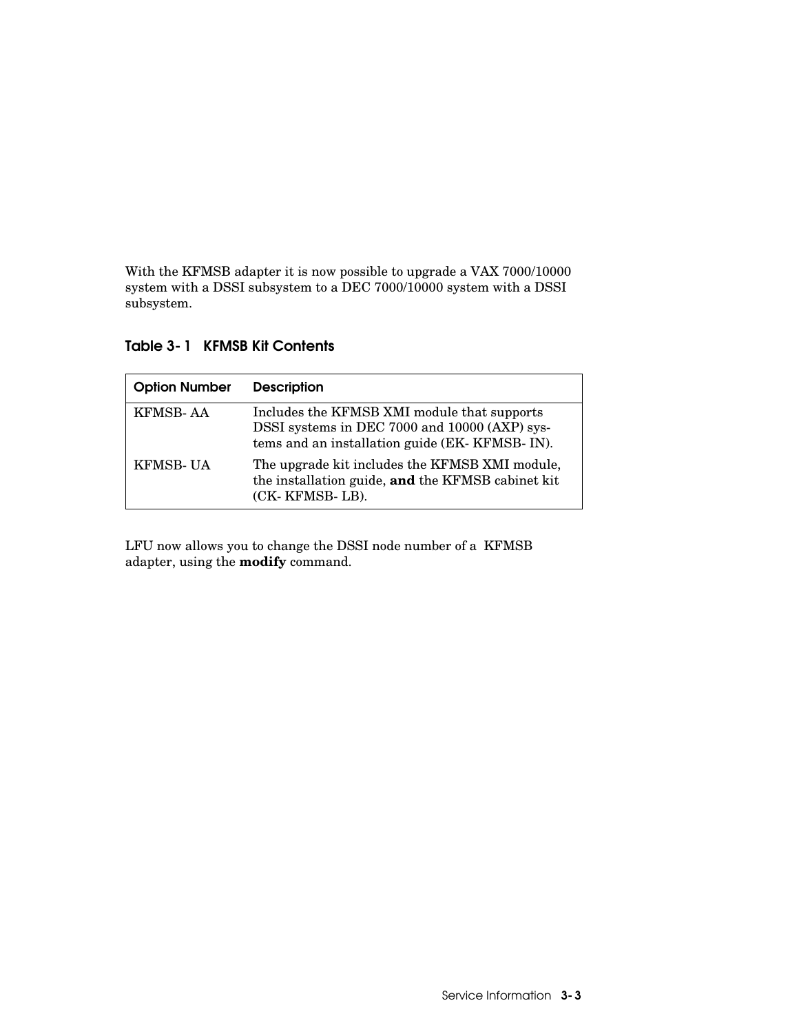With the KFMSB adapter it is now possible to upgrade a VAX 7000/10000 system with a DSSI subsystem to a DEC 7000/10000 system with a DSSI subsystem.

**Table 3-1 KFMSB Kit Contents**

| Option Number | Description |
|---|---|
| KFMSB-AA | Includes the KFMSB XMI module that supports DSSI systems in DEC 7000 and 10000 (AXP) systems and an installation guide (EK-KFMSB-IN). |
| KFMSB-UA | The upgrade kit includes the KFMSB XMI module, the installation guide, **and** the KFMSB cabinet kit (CK-KFMSB-LB). |

LFU now allows you to change the DSSI node number of a KFMSB adapter, using the **modify** command.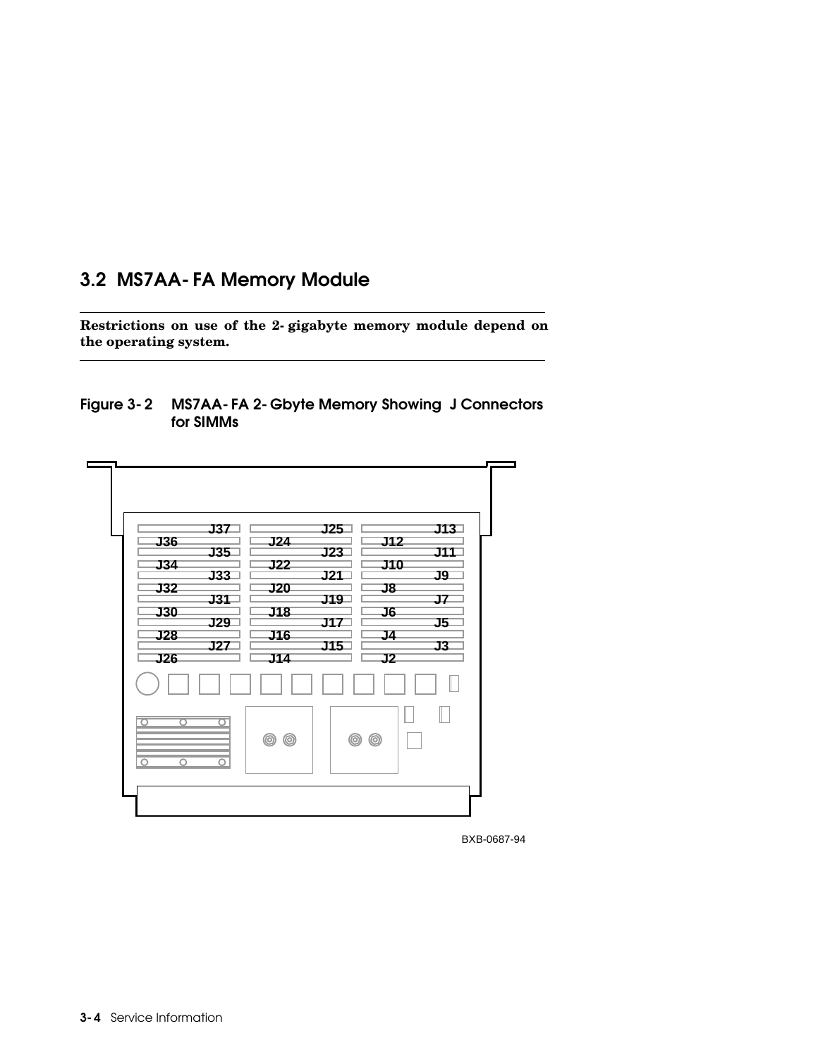## 3.2 MS7AA-FA Memory Module

---

**Restrictions on use of the 2-gigabyte memory module depend on the operating system.**

---

**Figure 3-2 MS7AA-FA 2-Gbyte Memory Showing J Connectors for SIMMs**

J37 J25 J13
J36 J24 J12
J35 J23 J11
J34 J22 J10
J33 J21 J9
J32 J20 J8
J31 J19 J7
J30 J18 J6
J29 J17 J5
J28 J16 J4
J27 J15 J3
J26 J14 J2

BXB-0687-94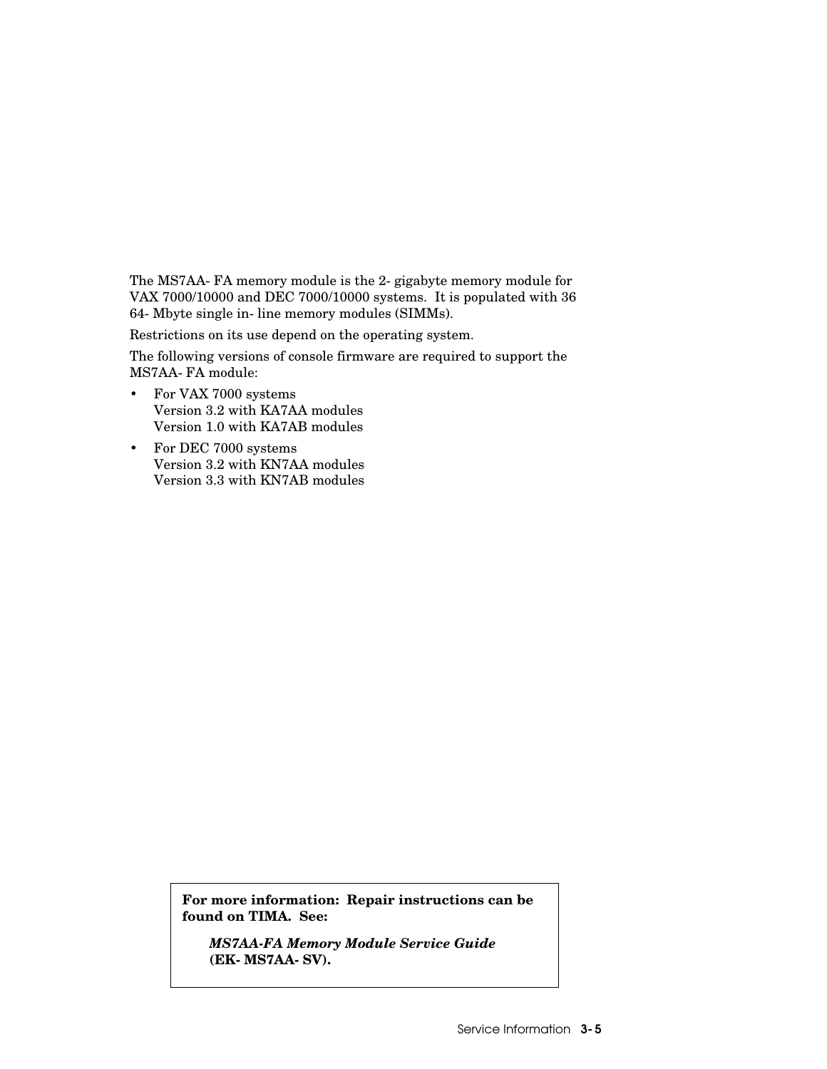The MS7AA- FA memory module is the 2- gigabyte memory module for VAX 7000/10000 and DEC 7000/10000 systems. It is populated with 36 64- Mbyte single in- line memory modules (SIMMs).

Restrictions on its use depend on the operating system.

The following versions of console firmware are required to support the MS7AA- FA module:

- For VAX 7000 systems
  Version 3.2 with KA7AA modules
  Version 1.0 with KA7AB modules
- For DEC 7000 systems
  Version 3.2 with KN7AA modules
  Version 3.3 with KN7AB modules

**For more information: Repair instructions can be found on TIMA. See:**

> ***MS7AA-FA Memory Module Service Guide***
> **(EK- MS7AA- SV).**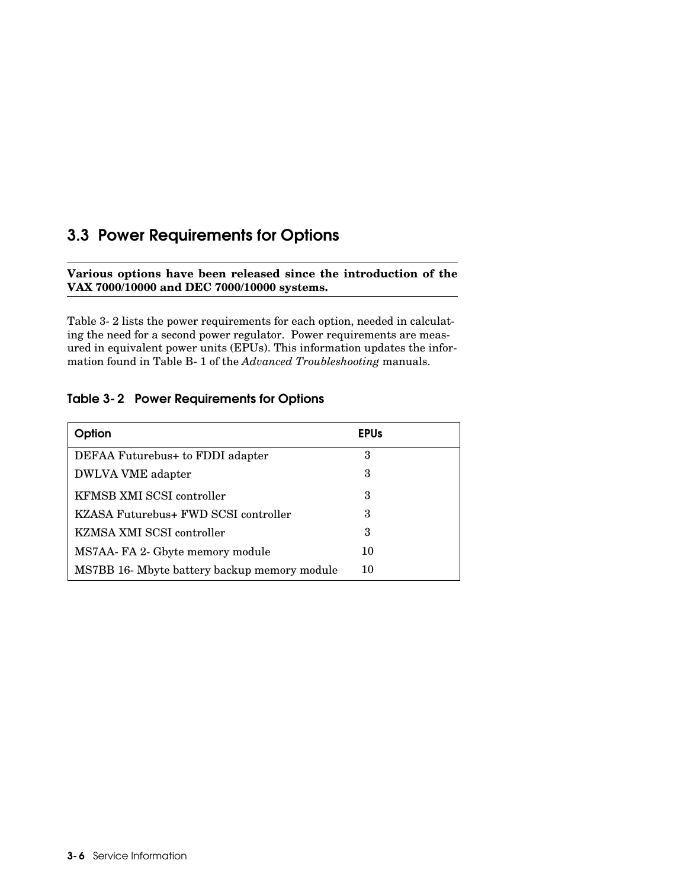## 3.3 Power Requirements for Options

**Various options have been released since the introduction of the VAX 7000/10000 and DEC 7000/10000 systems.**

Table 3-2 lists the power requirements for each option, needed in calculating the need for a second power regulator. Power requirements are measured in equivalent power units (EPUs). This information updates the information found in Table B-1 of the *Advanced Troubleshooting* manuals.

### Table 3-2 Power Requirements for Options

| Option | EPUs |
|---|---|
| DEFAA Futurebus+ to FDDI adapter | 3 |
| DWLVA VME adapter | 3 |
| KFMSB XMI SCSI controller | 3 |
| KZASA Futurebus+ FWD SCSI controller | 3 |
| KZMSA XMI SCSI controller | 3 |
| MS7AA-FA 2-Gbyte memory module | 10 |
| MS7BB 16-Mbyte battery backup memory module | 10 |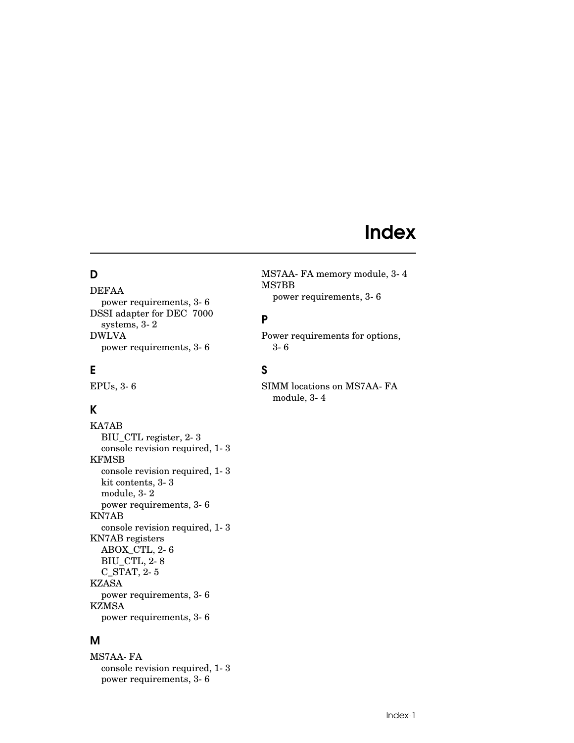# Index

## D

DEFAA
- power requirements, 3- 6

DSSI adapter for DEC 7000 systems, 3- 2

DWLVA
- power requirements, 3- 6

## E

EPUs, 3- 6

## K

KA7AB
- BIU_CTL register, 2- 3
- console revision required, 1- 3

KFMSB
- console revision required, 1- 3
- kit contents, 3- 3
- module, 3- 2
- power requirements, 3- 6

KN7AB
- console revision required, 1- 3

KN7AB registers
- ABOX_CTL, 2- 6
- BIU_CTL, 2- 8
- C_STAT, 2- 5

KZASA
- power requirements, 3- 6

KZMSA
- power requirements, 3- 6

## M

MS7AA- FA
- console revision required, 1- 3
- power requirements, 3- 6

MS7AA- FA memory module, 3- 4

MS7BB
- power requirements, 3- 6

## P

Power requirements for options, 3- 6

## S

SIMM locations on MS7AA- FA module, 3- 4